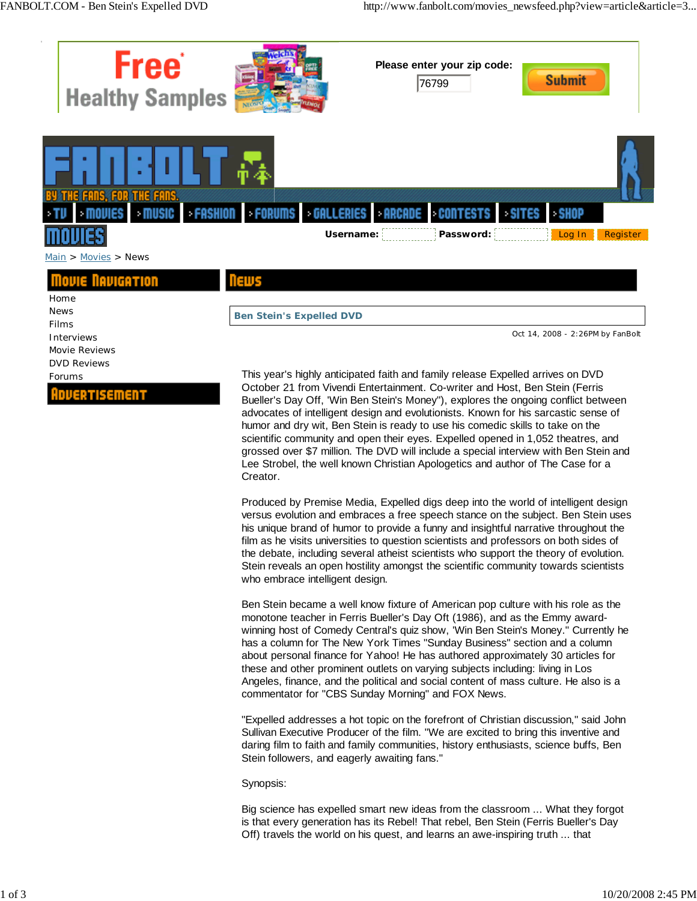Free Healthy Samples

Please enter your zip code: 76799 Submit

FANBOLT

BY THE FANS, FOR THE FANS.

TV | MOVIES | MUSIC | FASHION | FORUMS | GALLERIES | ARCADE | CONTESTS | SITES | SHOP

MOVIES

Username: Password: Log In Register

Main > Movies > News

## Movie Navigation

- Home
- News
- Films
- Interviews
- Movie Reviews
- DVD Reviews
- Forums

## Advertisement

## News

### Ben Stein's Expelled DVD

Oct 14, 2008 - 2:26PM by FanBolt

This year's highly anticipated faith and family release Expelled arrives on DVD October 21 from Vivendi Entertainment. Co-writer and Host, Ben Stein (Ferris Bueller's Day Off, 'Win Ben Stein's Money"), explores the ongoing conflict between advocates of intelligent design and evolutionists. Known for his sarcastic sense of humor and dry wit, Ben Stein is ready to use his comedic skills to take on the scientific community and open their eyes. Expelled opened in 1,052 theatres, and grossed over $7 million. The DVD will include a special interview with Ben Stein and Lee Strobel, the well known Christian Apologetics and author of The Case for a Creator.

Produced by Premise Media, Expelled digs deep into the world of intelligent design versus evolution and embraces a free speech stance on the subject. Ben Stein uses his unique brand of humor to provide a funny and insightful narrative throughout the film as he visits universities to question scientists and professors on both sides of the debate, including several atheist scientists who support the theory of evolution. Stein reveals an open hostility amongst the scientific community towards scientists who embrace intelligent design.

Ben Stein became a well know fixture of American pop culture with his role as the monotone teacher in Ferris Bueller's Day Oft (1986), and as the Emmy award-winning host of Comedy Central's quiz show, 'Win Ben Stein's Money." Currently he has a column for The New York Times "Sunday Business" section and a column about personal finance for Yahoo! He has authored approximately 30 articles for these and other prominent outlets on varying subjects including: living in Los Angeles, finance, and the political and social content of mass culture. He also is a commentator for "CBS Sunday Morning" and FOX News.

"Expelled addresses a hot topic on the forefront of Christian discussion," said John Sullivan Executive Producer of the film. "We are excited to bring this inventive and daring film to faith and family communities, history enthusiasts, science buffs, Ben Stein followers, and eagerly awaiting fans."

Synopsis:

Big science has expelled smart new ideas from the classroom ... What they forgot is that every generation has its Rebel! That rebel, Ben Stein (Ferris Bueller's Day Off) travels the world on his quest, and learns an awe-inspiring truth ... that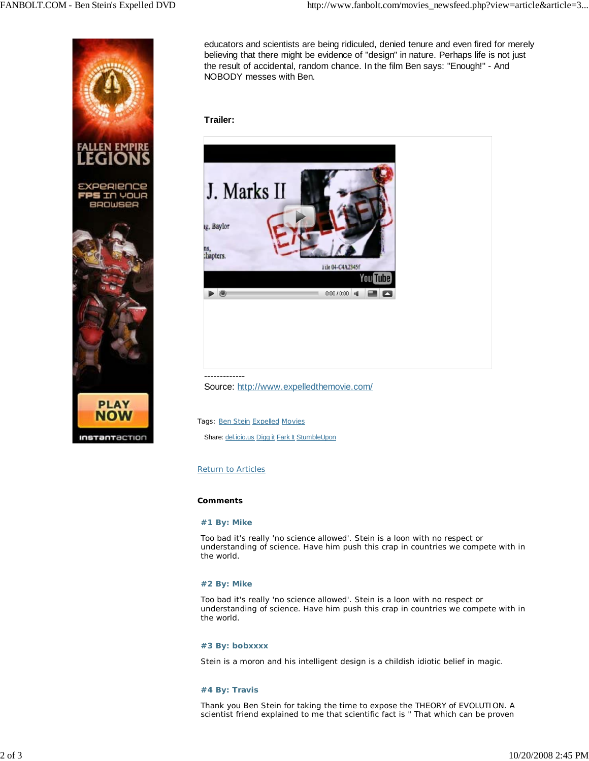educators and scientists are being ridiculed, denied tenure and even fired for merely believing that there might be evidence of "design" in nature. Perhaps life is not just the result of accidental, random chance. In the film Ben says: "Enough!" - And NOBODY messes with Ben.

**Trailer:**

-------------

Source: http://www.expelledthemovie.com/

Tags: Ben Stein Expelled Movies

Share: del.icio.us Digg it Fark It StumbleUpon

Return to Articles

**Comments**

**#1 By: Mike**

Too bad it's really 'no science allowed'. Stein is a loon with no respect or understanding of science. Have him push this crap in countries we compete with in the world.

**#2 By: Mike**

Too bad it's really 'no science allowed'. Stein is a loon with no respect or understanding of science. Have him push this crap in countries we compete with in the world.

**#3 By: bobxxxx**

Stein is a moron and his intelligent design is a childish idiotic belief in magic.

**#4 By: Travis**

Thank you Ben Stein for taking the time to expose the THEORY of EVOLUTION. A scientist friend explained to me that scientific fact is " That which can be proven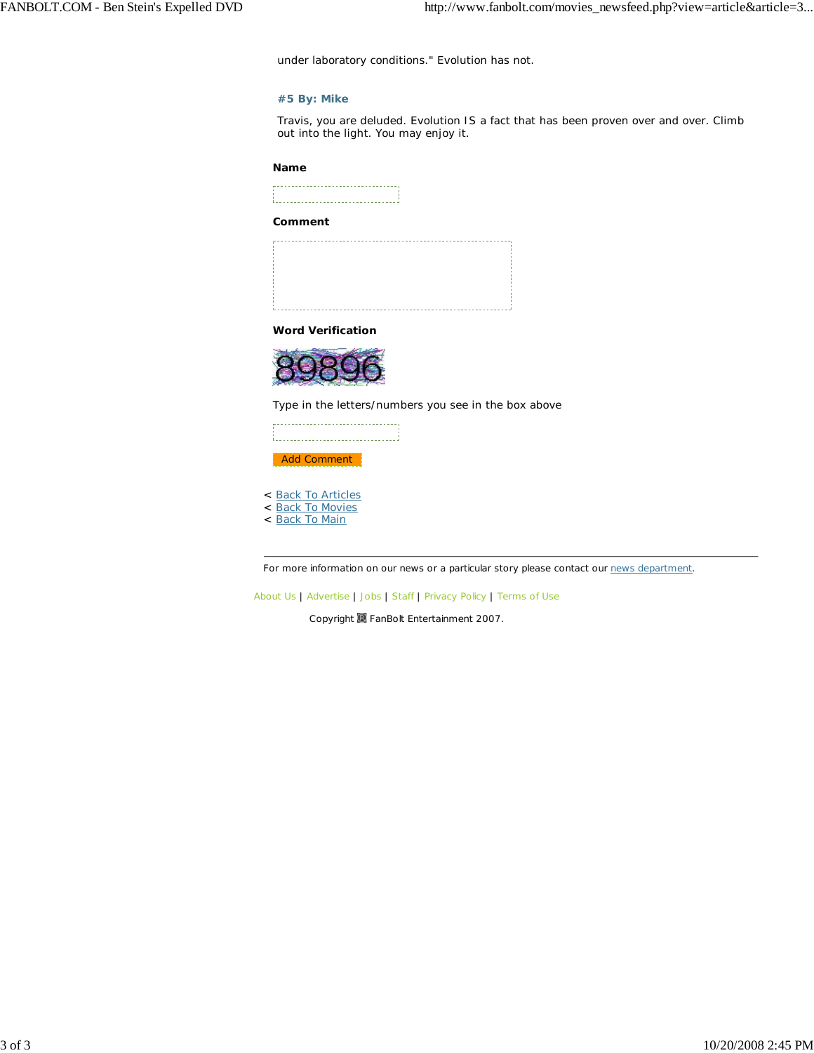under laboratory conditions." Evolution has not.

#### #5 By: Mike

Travis, you are deluded. Evolution IS a fact that has been proven over and over. Climb out into the light. You may enjoy it.

**Name**

**Comment**

**Word Verification**

89896

Type in the letters/numbers you see in the box above

Add Comment

< Back To Articles
< Back To Movies
< Back To Main

---

For more information on our news or a particular story please contact our news department.

About Us | Advertise | Jobs | Staff | Privacy Policy | Terms of Use

Copyright © FanBolt Entertainment 2007.